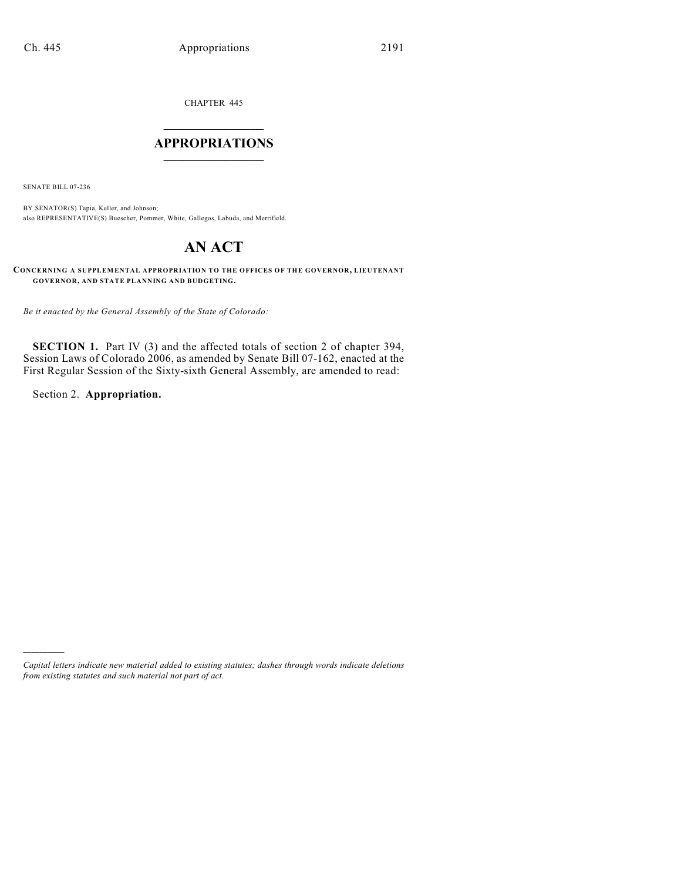CHAPTER 445

# APPROPRIATIONS

SENATE BILL 07-236

BY SENATOR(S) Tapia, Keller, and Johnson;
also REPRESENTATIVE(S) Buescher, Pommer, White, Gallegos, Labuda, and Merrifield.

# AN ACT

**CONCERNING A SUPPLEMENTAL APPROPRIATION TO THE OFFICES OF THE GOVERNOR, LIEUTENANT GOVERNOR, AND STATE PLANNING AND BUDGETING.**

*Be it enacted by the General Assembly of the State of Colorado:*

**SECTION 1.** Part IV (3) and the affected totals of section 2 of chapter 394, Session Laws of Colorado 2006, as amended by Senate Bill 07-162, enacted at the First Regular Session of the Sixty-sixth General Assembly, are amended to read:

Section 2. **Appropriation.**

*Capital letters indicate new material added to existing statutes; dashes through words indicate deletions from existing statutes and such material not part of act.*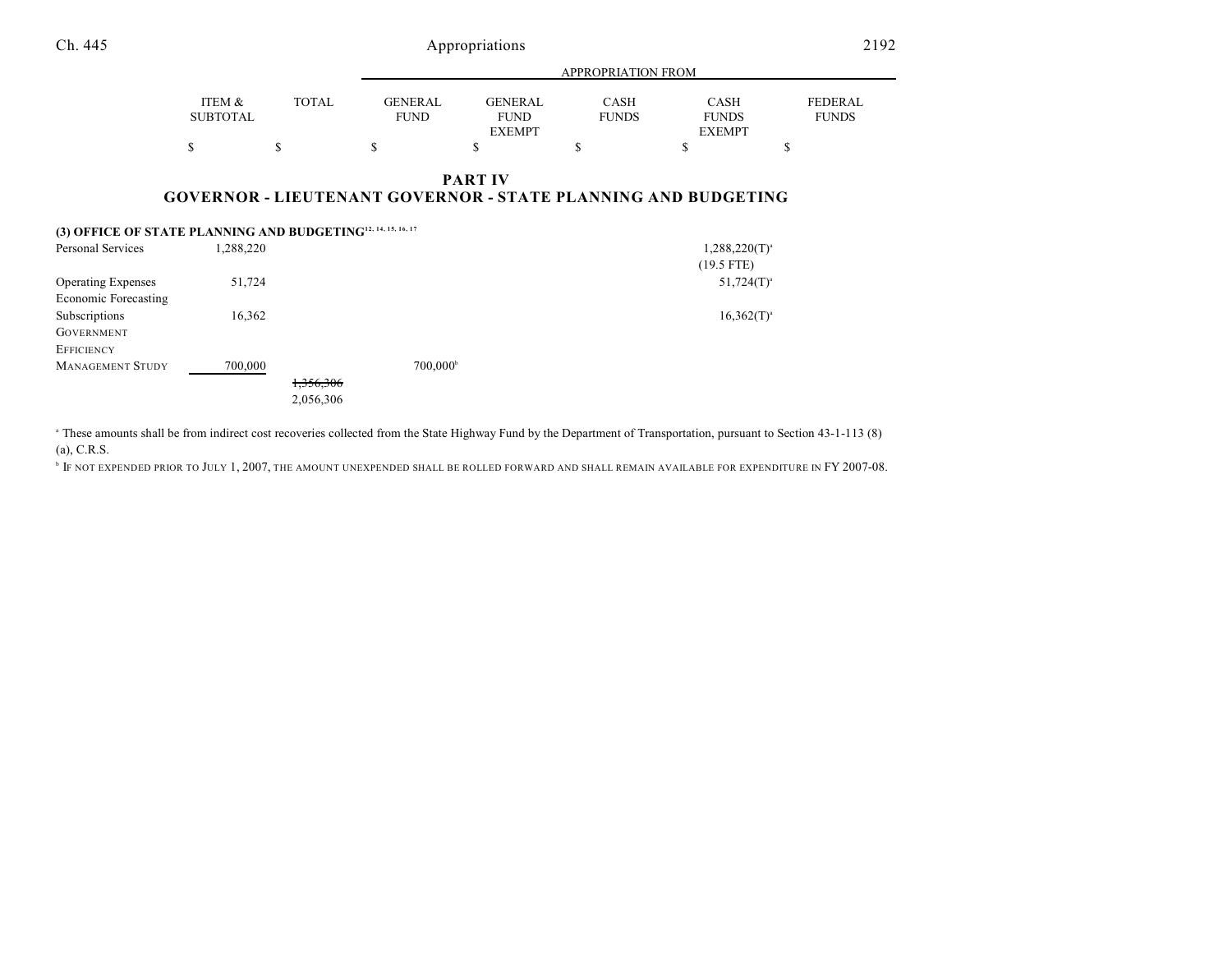## PART IV

## GOVERNOR - LIEUTENANT GOVERNOR - STATE PLANNING AND BUDGETING

| | ITEM & SUBTOTAL | TOTAL | GENERAL FUND | GENERAL FUND EXEMPT | CASH FUNDS | CASH FUNDS EXEMPT | FEDERAL FUNDS |
|---|---|---|---|---|---|---|---|
| | $ | $ | $ | $ | $ | $ | $ |
| **(3) OFFICE OF STATE PLANNING AND BUDGETING**[12, 14, 15, 16, 17] | | | | | | | |
| Personal Services | 1,288,220 | | | | | 1,288,220(T)[a] (19.5 FTE) | |
| Operating Expenses | 51,724 | | | | | 51,724(T)[a] | |
| Economic Forecasting Subscriptions | 16,362 | | | | | 16,362(T)[a] | |
| GOVERNMENT EFFICIENCY MANAGEMENT STUDY | 700,000 | | 700,000[b] | | | | |
| | | ~~1,356,306~~ 2,056,306 | | | | | |

[a] These amounts shall be from indirect cost recoveries collected from the State Highway Fund by the Department of Transportation, pursuant to Section 43-1-113 (8) (a), C.R.S.

[b] IF NOT EXPENDED PRIOR TO JULY 1, 2007, THE AMOUNT UNEXPENDED SHALL BE ROLLED FORWARD AND SHALL REMAIN AVAILABLE FOR EXPENDITURE IN FY 2007-08.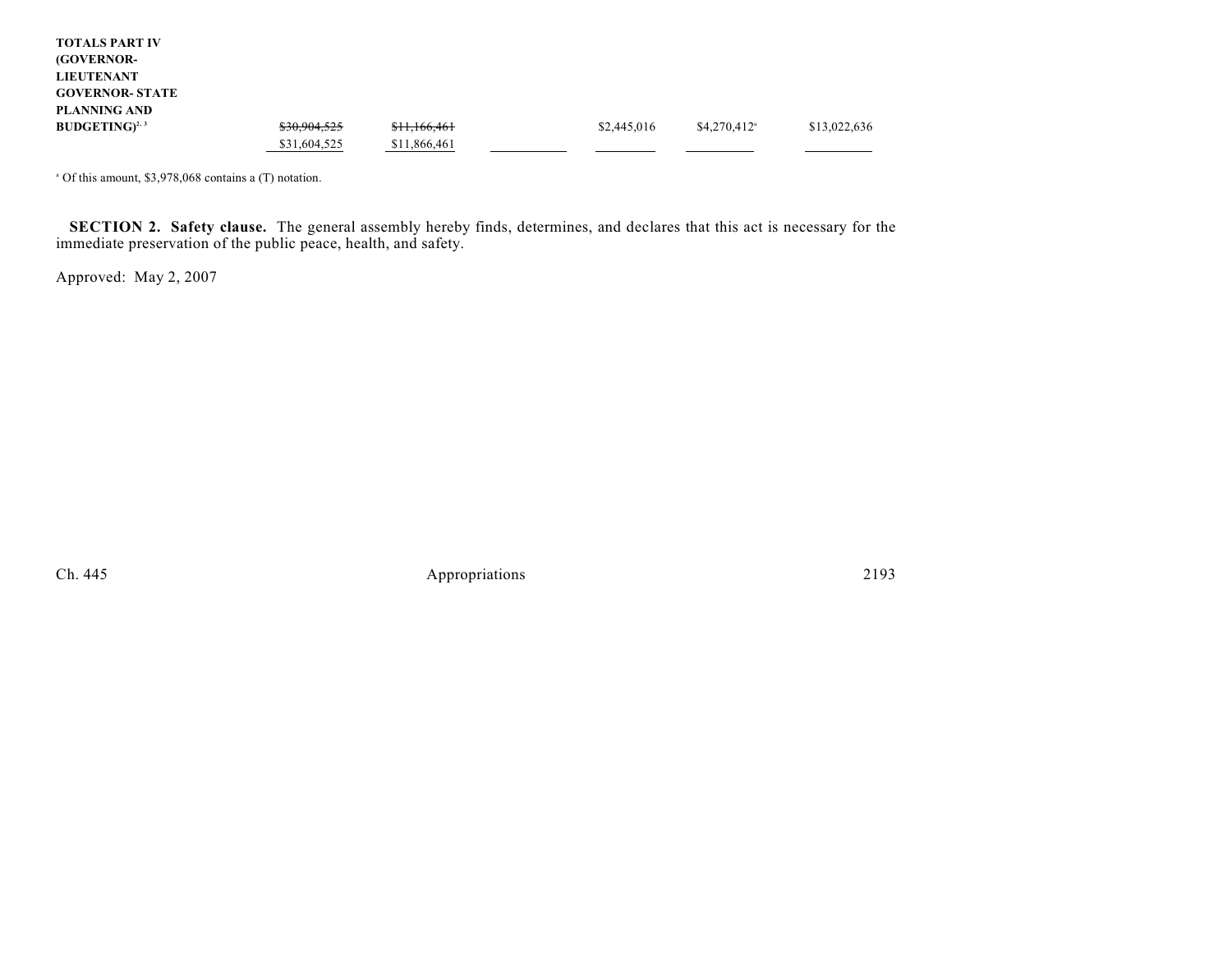| | | | | | | |
|---|---|---|---|---|---|---|
| **TOTALS PART IV (GOVERNOR-LIEUTENANT GOVERNOR- STATE PLANNING AND BUDGETING)**[2, 3] | ~~$30,904,525~~ | ~~$11,166,461~~ | | $2,445,016 | $4,270,412[a] | $13,022,636 |
| | $31,604,525 | $11,866,461 | | | | |

[a] Of this amount, $3,978,068 contains a (T) notation.

**SECTION 2. Safety clause.** The general assembly hereby finds, determines, and declares that this act is necessary for the immediate preservation of the public peace, health, and safety.

Approved: May 2, 2007